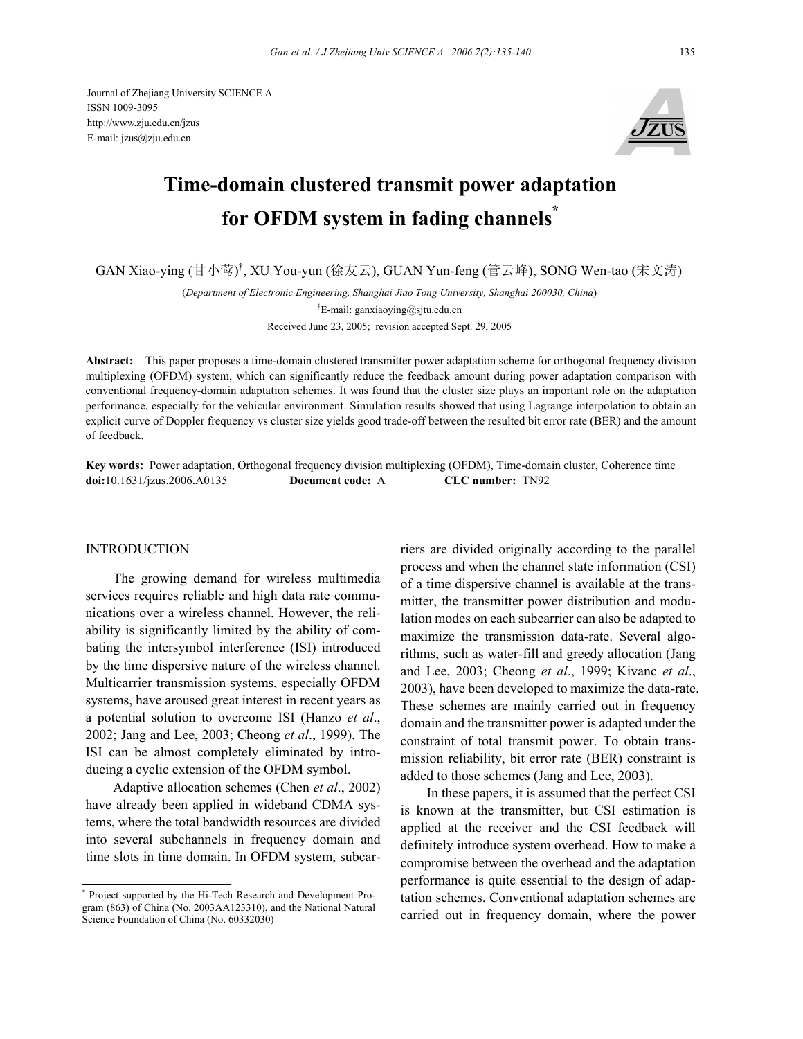Journal of Zhejiang University SCIENCE A
ISSN 1009-3095
http://www.zju.edu.cn/jzus
E-mail: jzus@zju.edu.cn

# Time-domain clustered transmit power adaptation for OFDM system in fading channels*

GAN Xiao-ying (甘小莺)[†], XU You-yun (徐友云), GUAN Yun-feng (管云峰), SONG Wen-tao (宋文涛)

(*Department of Electronic Engineering, Shanghai Jiao Tong University, Shanghai 200030, China*)

[†]E-mail: ganxiaoying@sjtu.edu.cn

Received June 23, 2005; revision accepted Sept. 29, 2005

**Abstract:** This paper proposes a time-domain clustered transmitter power adaptation scheme for orthogonal frequency division multiplexing (OFDM) system, which can significantly reduce the feedback amount during power adaptation comparison with conventional frequency-domain adaptation schemes. It was found that the cluster size plays an important role on the adaptation performance, especially for the vehicular environment. Simulation results showed that using Lagrange interpolation to obtain an explicit curve of Doppler frequency vs cluster size yields good trade-off between the resulted bit error rate (BER) and the amount of feedback.

**Key words:** Power adaptation, Orthogonal frequency division multiplexing (OFDM), Time-domain cluster, Coherence time
**doi:**10.1631/jzus.2006.A0135 **Document code:** A **CLC number:** TN92

## INTRODUCTION

The growing demand for wireless multimedia services requires reliable and high data rate communications over a wireless channel. However, the reliability is significantly limited by the ability of combating the intersymbol interference (ISI) introduced by the time dispersive nature of the wireless channel. Multicarrier transmission systems, especially OFDM systems, have aroused great interest in recent years as a potential solution to overcome ISI (Hanzo *et al*., 2002; Jang and Lee, 2003; Cheong *et al*., 1999). The ISI can be almost completely eliminated by introducing a cyclic extension of the OFDM symbol.

Adaptive allocation schemes (Chen *et al*., 2002) have already been applied in wideband CDMA systems, where the total bandwidth resources are divided into several subchannels in frequency domain and time slots in time domain. In OFDM system, subcarriers are divided originally according to the parallel process and when the channel state information (CSI) of a time dispersive channel is available at the transmitter, the transmitter power distribution and modulation modes on each subcarrier can also be adapted to maximize the transmission data-rate. Several algorithms, such as water-fill and greedy allocation (Jang and Lee, 2003; Cheong *et al*., 1999; Kivanc *et al*., 2003), have been developed to maximize the data-rate. These schemes are mainly carried out in frequency domain and the transmitter power is adapted under the constraint of total transmit power. To obtain transmission reliability, bit error rate (BER) constraint is added to those schemes (Jang and Lee, 2003).

In these papers, it is assumed that the perfect CSI is known at the transmitter, but CSI estimation is applied at the receiver and the CSI feedback will definitely introduce system overhead. How to make a compromise between the overhead and the adaptation performance is quite essential to the design of adaptation schemes. Conventional adaptation schemes are carried out in frequency domain, where the power

---

* Project supported by the Hi-Tech Research and Development Program (863) of China (No. 2003AA123310), and the National Natural Science Foundation of China (No. 60332030)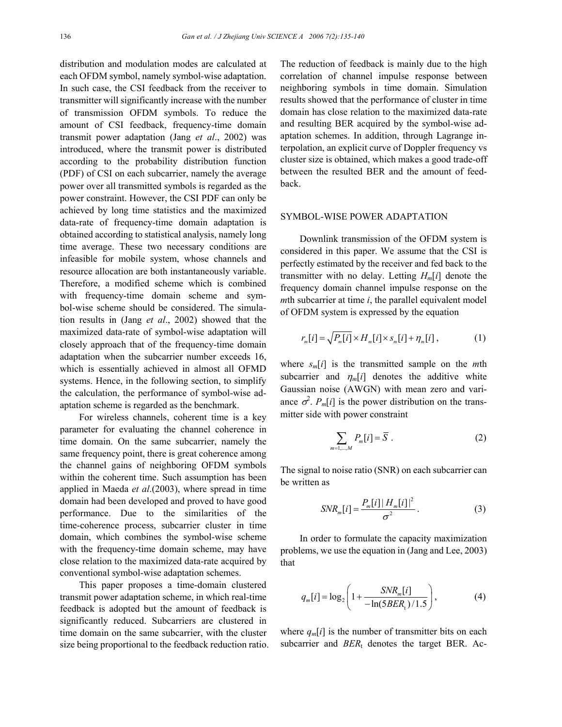distribution and modulation modes are calculated at each OFDM symbol, namely symbol-wise adaptation. In such case, the CSI feedback from the receiver to transmitter will significantly increase with the number of transmission OFDM symbols. To reduce the amount of CSI feedback, frequency-time domain transmit power adaptation (Jang *et al*., 2002) was introduced, where the transmit power is distributed according to the probability distribution function (PDF) of CSI on each subcarrier, namely the average power over all transmitted symbols is regarded as the power constraint. However, the CSI PDF can only be achieved by long time statistics and the maximized data-rate of frequency-time domain adaptation is obtained according to statistical analysis, namely long time average. These two necessary conditions are infeasible for mobile system, whose channels and resource allocation are both instantaneously variable. Therefore, a modified scheme which is combined with frequency-time domain scheme and symbol-wise scheme should be considered. The simulation results in (Jang *et al*., 2002) showed that the maximized data-rate of symbol-wise adaptation will closely approach that of the frequency-time domain adaptation when the subcarrier number exceeds 16, which is essentially achieved in almost all OFMD systems. Hence, in the following section, to simplify the calculation, the performance of symbol-wise adaptation scheme is regarded as the benchmark.

For wireless channels, coherent time is a key parameter for evaluating the channel coherence in time domain. On the same subcarrier, namely the same frequency point, there is great coherence among the channel gains of neighboring OFDM symbols within the coherent time. Such assumption has been applied in Maeda *et al*.(2003), where spread in time domain had been developed and proved to have good performance. Due to the similarities of the time-coherence process, subcarrier cluster in time domain, which combines the symbol-wise scheme with the frequency-time domain scheme, may have close relation to the maximized data-rate acquired by conventional symbol-wise adaptation schemes.

This paper proposes a time-domain clustered transmit power adaptation scheme, in which real-time feedback is adopted but the amount of feedback is significantly reduced. Subcarriers are clustered in time domain on the same subcarrier, with the cluster size being proportional to the feedback reduction ratio. The reduction of feedback is mainly due to the high correlation of channel impulse response between neighboring symbols in time domain. Simulation results showed that the performance of cluster in time domain has close relation to the maximized data-rate and resulting BER acquired by the symbol-wise adaptation schemes. In addition, through Lagrange interpolation, an explicit curve of Doppler frequency vs cluster size is obtained, which makes a good trade-off between the resulted BER and the amount of feedback.

## SYMBOL-WISE POWER ADAPTATION

Downlink transmission of the OFDM system is considered in this paper. We assume that the CSI is perfectly estimated by the receiver and fed back to the transmitter with no delay. Letting $H_m[i]$ denote the frequency domain channel impulse response on the $m$th subcarrier at time $i$, the parallel equivalent model of OFDM system is expressed by the equation

$$r_m[i] = \sqrt{P_m[i]} \times H_m[i] \times s_m[i] + \eta_m[i] \,, \tag{1}$$

where $s_m[i]$ is the transmitted sample on the $m$th subcarrier and $\eta_m[i]$ denotes the additive white Gaussian noise (AWGN) with mean zero and variance $\sigma^2$. $P_m[i]$ is the power distribution on the transmitter side with power constraint

$$\sum_{m=1,\ldots,M} P_m[i] = \overline{S} \,. \tag{2}$$

The signal to noise ratio (SNR) on each subcarrier can be written as

$$SNR_m[i] = \frac{P_m[i] \, | \, H_m[i] \, |^2}{\sigma^2} \,. \tag{3}$$

In order to formulate the capacity maximization problems, we use the equation in (Jang and Lee, 2003) that

$$q_m[i] = \log_2\left(1 + \frac{SNR_m[i]}{-\ln(5BER_{\rm t})/1.5}\right), \tag{4}$$

where $q_m[i]$ is the number of transmitter bits on each subcarrier and $BER_{\rm t}$ denotes the target BER. Ac-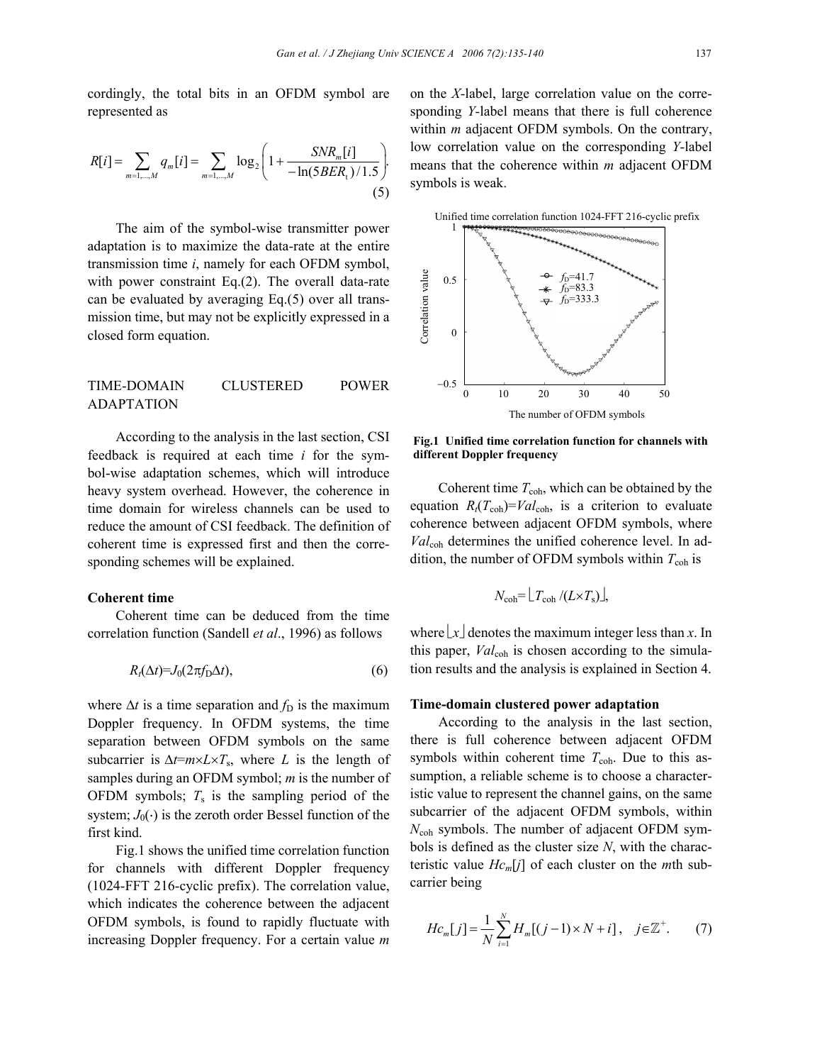cordingly, the total bits in an OFDM symbol are represented as

$$R[i] = \sum_{m=1,\ldots,M} q_m[i] = \sum_{m=1,\ldots,M} \log_2\left(1 + \frac{SNR_m[i]}{-\ln(5BER_t)/1.5}\right). \tag{5}$$

The aim of the symbol-wise transmitter power adaptation is to maximize the data-rate at the entire transmission time $i$, namely for each OFDM symbol, with power constraint Eq.(2). The overall data-rate can be evaluated by averaging Eq.(5) over all transmission time, but may not be explicitly expressed in a closed form equation.

## TIME-DOMAIN CLUSTERED POWER ADAPTATION

According to the analysis in the last section, CSI feedback is required at each time $i$ for the symbol-wise adaptation schemes, which will introduce heavy system overhead. However, the coherence in time domain for wireless channels can be used to reduce the amount of CSI feedback. The definition of coherent time is expressed first and then the corresponding schemes will be explained.

### Coherent time

Coherent time can be deduced from the time correlation function (Sandell *et al*., 1996) as follows

$$R_t(\Delta t)=J_0(2\pi f_D \Delta t), \tag{6}$$

where $\Delta t$ is a time separation and $f_D$ is the maximum Doppler frequency. In OFDM systems, the time separation between OFDM symbols on the same subcarrier is $\Delta t = m \times L \times T_s$, where $L$ is the length of samples during an OFDM symbol; $m$ is the number of OFDM symbols; $T_s$ is the sampling period of the system; $J_0(\cdot)$ is the zeroth order Bessel function of the first kind.

Fig.1 shows the unified time correlation function for channels with different Doppler frequency (1024-FFT 216-cyclic prefix). The correlation value, which indicates the coherence between the adjacent OFDM symbols, is found to rapidly fluctuate with increasing Doppler frequency. For a certain value $m$ on the $X$-label, large correlation value on the corresponding $Y$-label means that there is full coherence within $m$ adjacent OFDM symbols. On the contrary, low correlation value on the corresponding $Y$-label means that the coherence within $m$ adjacent OFDM symbols is weak.

**Fig.1 Unified time correlation function for channels with different Doppler frequency**

Coherent time $T_{coh}$, which can be obtained by the equation $R_t(T_{coh})=Val_{coh}$, is a criterion to evaluate coherence between adjacent OFDM symbols, where $Val_{coh}$ determines the unified coherence level. In addition, the number of OFDM symbols within $T_{coh}$ is

$$N_{coh}=\lfloor T_{coh}/(L\times T_s)\rfloor,$$

where $\lfloor x \rfloor$ denotes the maximum integer less than $x$. In this paper, $Val_{coh}$ is chosen according to the simulation results and the analysis is explained in Section 4.

### Time-domain clustered power adaptation

According to the analysis in the last section, there is full coherence between adjacent OFDM symbols within coherent time $T_{coh}$. Due to this assumption, a reliable scheme is to choose a characteristic value to represent the channel gains, on the same subcarrier of the adjacent OFDM symbols, within $N_{coh}$ symbols. The number of adjacent OFDM symbols is defined as the cluster size $N$, with the characteristic value $Hc_m[j]$ of each cluster on the $m$th subcarrier being

$$Hc_m[j] = \frac{1}{N}\sum_{i=1}^{N} H_m[(j-1)\times N + i], \quad j \in \mathbb{Z}^+. \tag{7}$$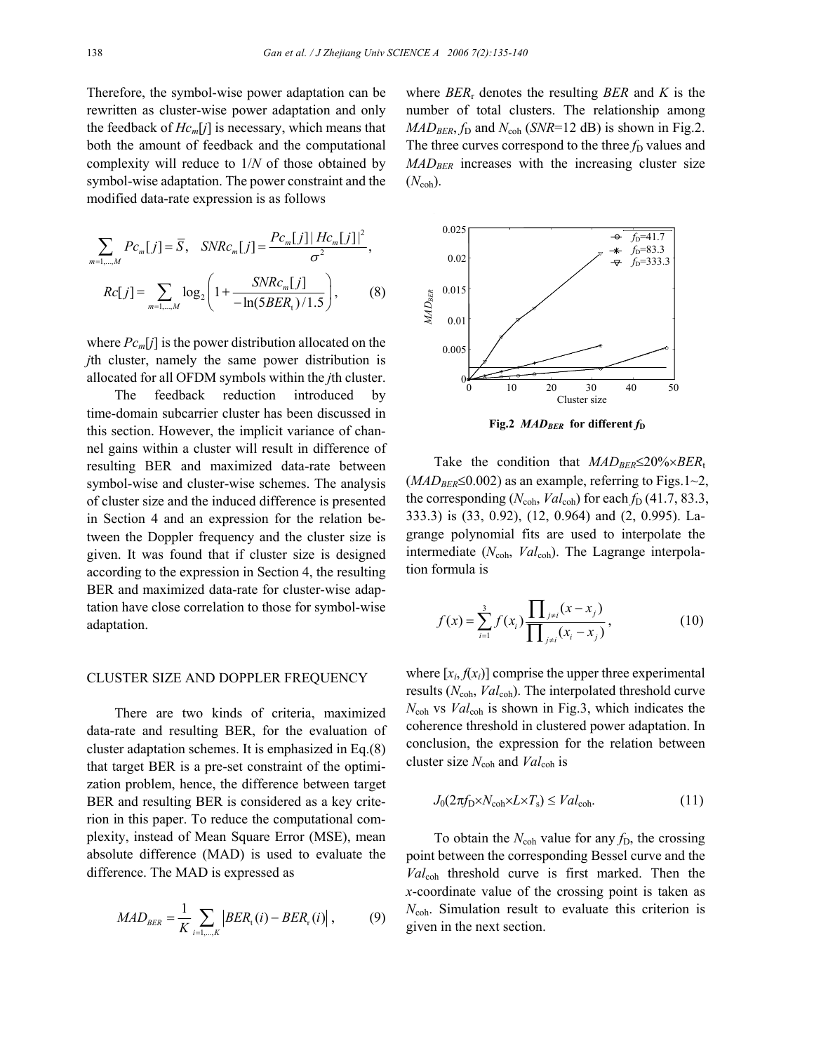Therefore, the symbol-wise power adaptation can be rewritten as cluster-wise power adaptation and only the feedback of $Hc_m[j]$ is necessary, which means that both the amount of feedback and the computational complexity will reduce to $1/N$ of those obtained by symbol-wise adaptation. The power constraint and the modified data-rate expression is as follows

$$\sum_{m=1,\ldots,M} Pc_m[j] = \bar{S}, \quad SNRc_m[j] = \frac{Pc_m[j]\,|Hc_m[j]|^2}{\sigma^2},$$

$$Rc[j] = \sum_{m=1,\ldots,M} \log_2\left(1 + \frac{SNRc_m[j]}{-\ln(5BER_t)/1.5}\right), \tag{8}$$

where $Pc_m[j]$ is the power distribution allocated on the $j$th cluster, namely the same power distribution is allocated for all OFDM symbols within the $j$th cluster.

The feedback reduction introduced by time-domain subcarrier cluster has been discussed in this section. However, the implicit variance of channel gains within a cluster will result in difference of resulting BER and maximized data-rate between symbol-wise and cluster-wise schemes. The analysis of cluster size and the induced difference is presented in Section 4 and an expression for the relation between the Doppler frequency and the cluster size is given. It was found that if cluster size is designed according to the expression in Section 4, the resulting BER and maximized data-rate for cluster-wise adaptation have close correlation to those for symbol-wise adaptation.

## CLUSTER SIZE AND DOPPLER FREQUENCY

There are two kinds of criteria, maximized data-rate and resulting BER, for the evaluation of cluster adaptation schemes. It is emphasized in Eq.(8) that target BER is a pre-set constraint of the optimization problem, hence, the difference between target BER and resulting BER is considered as a key criterion in this paper. To reduce the computational complexity, instead of Mean Square Error (MSE), mean absolute difference (MAD) is used to evaluate the difference. The MAD is expressed as

$$MAD_{BER} = \frac{1}{K}\sum_{i=1,\ldots,K} \left|BER_t(i) - BER_r(i)\right|, \tag{9}$$

where $BER_r$ denotes the resulting $BER$ and $K$ is the number of total clusters. The relationship among $MAD_{BER}$, $f_D$ and $N_{coh}$ ($SNR$=12 dB) is shown in Fig.2. The three curves correspond to the three $f_D$ values and $MAD_{BER}$ increases with the increasing cluster size ($N_{coh}$).

**Fig.2** $MAD_{BER}$ **for different** $f_D$

Take the condition that $MAD_{BER} \leq 20\% \times BER_t$ ($MAD_{BER} \leq 0.002$) as an example, referring to Figs.1~2, the corresponding ($N_{coh}$, $Val_{coh}$) for each $f_D$ (41.7, 83.3, 333.3) is (33, 0.92), (12, 0.964) and (2, 0.995). Lagrange polynomial fits are used to interpolate the intermediate ($N_{coh}$, $Val_{coh}$). The Lagrange interpolation formula is

$$f(x) = \sum_{i=1}^{3} f(x_i)\frac{\prod_{j\neq i}(x - x_j)}{\prod_{j\neq i}(x_i - x_j)}, \tag{10}$$

where $[x_i, f(x_i)]$ comprise the upper three experimental results ($N_{coh}$, $Val_{coh}$). The interpolated threshold curve $N_{coh}$ vs $Val_{coh}$ is shown in Fig.3, which indicates the coherence threshold in clustered power adaptation. In conclusion, the expression for the relation between cluster size $N_{coh}$ and $Val_{coh}$ is

$$J_0(2\pi f_D \times N_{coh} \times L \times T_s) \leq Val_{coh}. \tag{11}$$

To obtain the $N_{coh}$ value for any $f_D$, the crossing point between the corresponding Bessel curve and the $Val_{coh}$ threshold curve is first marked. Then the $x$-coordinate value of the crossing point is taken as $N_{coh}$. Simulation result to evaluate this criterion is given in the next section.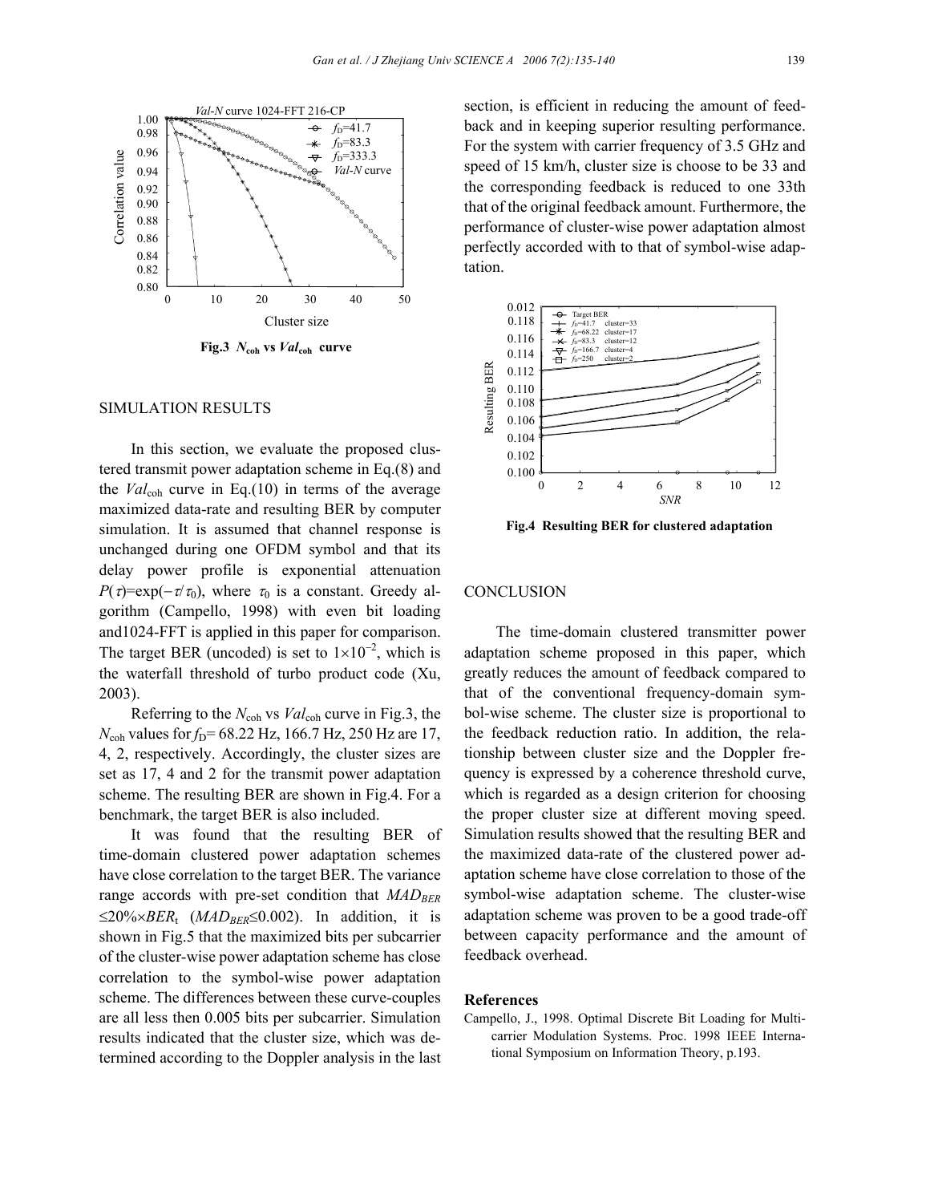Fig.3 $N_{coh}$ vs $Val_{coh}$ curve

## SIMULATION RESULTS

In this section, we evaluate the proposed clustered transmit power adaptation scheme in Eq.(8) and the $Val_{coh}$ curve in Eq.(10) in terms of the average maximized data-rate and resulting BER by computer simulation. It is assumed that channel response is unchanged during one OFDM symbol and that its delay power profile is exponential attenuation $P(\tau)=\exp(-\tau/\tau_0)$, where $\tau_0$ is a constant. Greedy algorithm (Campello, 1998) with even bit loading and1024-FFT is applied in this paper for comparison. The target BER (uncoded) is set to $1\times10^{-2}$, which is the waterfall threshold of turbo product code (Xu, 2003).

Referring to the $N_{coh}$ vs $Val_{coh}$ curve in Fig.3, the $N_{coh}$ values for $f_D$= 68.22 Hz, 166.7 Hz, 250 Hz are 17, 4, 2, respectively. Accordingly, the cluster sizes are set as 17, 4 and 2 for the transmit power adaptation scheme. The resulting BER are shown in Fig.4. For a benchmark, the target BER is also included.

It was found that the resulting BER of time-domain clustered power adaptation schemes have close correlation to the target BER. The variance range accords with pre-set condition that $MAD_{BER} \leq 20\%\times BER_t$ ($MAD_{BER}\leq0.002$). In addition, it is shown in Fig.5 that the maximized bits per subcarrier of the cluster-wise power adaptation scheme has close correlation to the symbol-wise power adaptation scheme. The differences between these curve-couples are all less then 0.005 bits per subcarrier. Simulation results indicated that the cluster size, which was determined according to the Doppler analysis in the last section, is efficient in reducing the amount of feedback and in keeping superior resulting performance. For the system with carrier frequency of 3.5 GHz and speed of 15 km/h, cluster size is choose to be 33 and the corresponding feedback is reduced to one 33th that of the original feedback amount. Furthermore, the performance of cluster-wise power adaptation almost perfectly accorded with to that of symbol-wise adaptation.

Fig.4 Resulting BER for clustered adaptation

## CONCLUSION

The time-domain clustered transmitter power adaptation scheme proposed in this paper, which greatly reduces the amount of feedback compared to that of the conventional frequency-domain symbol-wise scheme. The cluster size is proportional to the feedback reduction ratio. In addition, the relationship between cluster size and the Doppler frequency is expressed by a coherence threshold curve, which is regarded as a design criterion for choosing the proper cluster size at different moving speed. Simulation results showed that the resulting BER and the maximized data-rate of the clustered power adaptation scheme have close correlation to those of the symbol-wise adaptation scheme. The cluster-wise adaptation scheme was proven to be a good trade-off between capacity performance and the amount of feedback overhead.

## References

Campello, J., 1998. Optimal Discrete Bit Loading for Multicarrier Modulation Systems. Proc. 1998 IEEE International Symposium on Information Theory, p.193.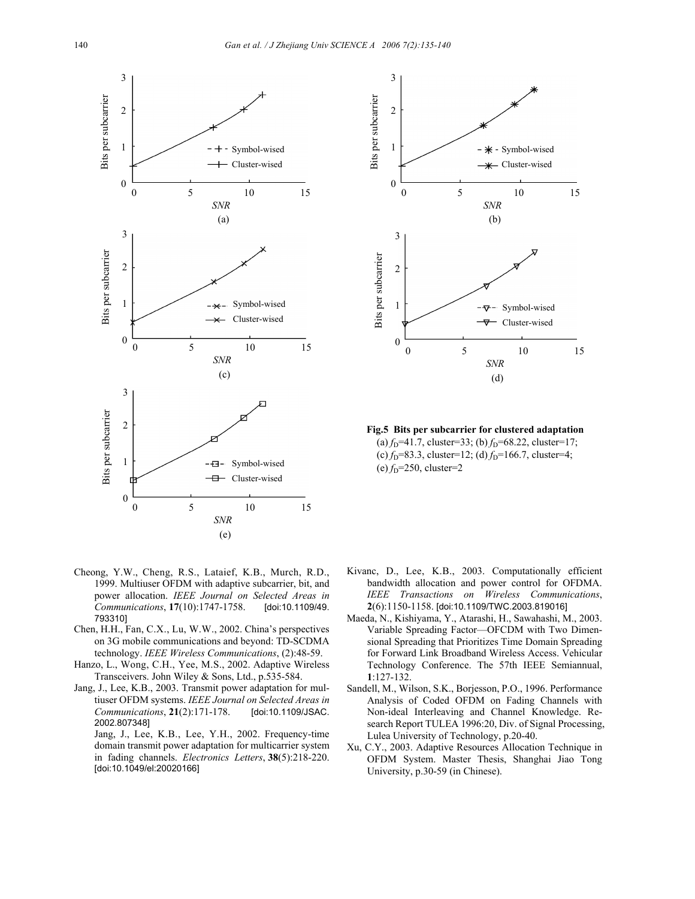3

2

1

0

Bits per subcarrier

Symbol-wised

Cluster-wised

0 5 10 15

SNR

(a)

3

2

1

0

Bits per subcarrier

Symbol-wised

Cluster-wised

0 5 10 15

SNR

(b)

3

2

1

0

Bits per subcarrier

Symbol-wised

Cluster-wised

0 5 10 15

SNR

(c)

3

2

1

0

Bits per subcarrier

Symbol-wised

Cluster-wised

0 5 10 15

SNR

(d)

3

2

1

0

Bits per subcarrier

Symbol-wised

Cluster-wised

0 5 10 15

SNR

(e)

**Fig.5 Bits per subcarrier for clustered adaptation**

(a) $f_D$=41.7, cluster=33; (b) $f_D$=68.22, cluster=17; (c) $f_D$=83.3, cluster=12; (d) $f_D$=166.7, cluster=4; (e) $f_D$=250, cluster=2

Cheong, Y.W., Cheng, R.S., Lataief, K.B., Murch, R.D., 1999. Multiuser OFDM with adaptive subcarrier, bit, and power allocation. *IEEE Journal on Selected Areas in Communications*, **17**(10):1747-1758. [doi:10.1109/49.793310]

Chen, H.H., Fan, C.X., Lu, W.W., 2002. China's perspectives on 3G mobile communications and beyond: TD-SCDMA technology. *IEEE Wireless Communications*, (2):48-59.

Hanzo, L., Wong, C.H., Yee, M.S., 2002. Adaptive Wireless Transceivers. John Wiley & Sons, Ltd., p.535-584.

Jang, J., Lee, K.B., 2003. Transmit power adaptation for multiuser OFDM systems. *IEEE Journal on Selected Areas in Communications*, **21**(2):171-178. [doi:10.1109/JSAC.2002.807348]

Jang, J., Lee, K.B., Lee, Y.H., 2002. Frequency-time domain transmit power adaptation for multicarrier system in fading channels. *Electronics Letters*, **38**(5):218-220. [doi:10.1049/el:20020166]

Kivanc, D., Lee, K.B., 2003. Computationally efficient bandwidth allocation and power control for OFDMA. *IEEE Transactions on Wireless Communications*, **2**(6):1150-1158. [doi:10.1109/TWC.2003.819016]

Maeda, N., Kishiyama, Y., Atarashi, H., Sawahashi, M., 2003. Variable Spreading Factor—OFCDM with Two Dimensional Spreading that Prioritizes Time Domain Spreading for Forward Link Broadband Wireless Access. Vehicular Technology Conference. The 57th IEEE Semiannual, **1**:127-132.

Sandell, M., Wilson, S.K., Borjesson, P.O., 1996. Performance Analysis of Coded OFDM on Fading Channels with Non-ideal Interleaving and Channel Knowledge. Research Report TULEA 1996:20, Div. of Signal Processing, Lulea University of Technology, p.20-40.

Xu, C.Y., 2003. Adaptive Resources Allocation Technique in OFDM System. Master Thesis, Shanghai Jiao Tong University, p.30-59 (in Chinese).